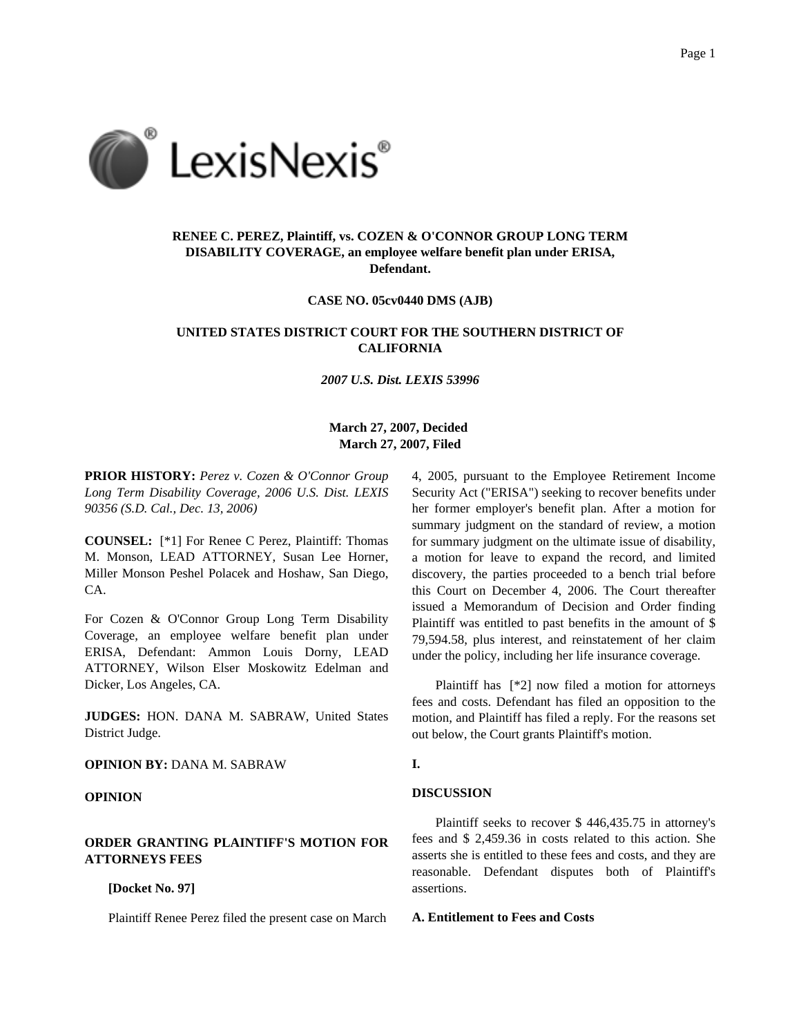**RENEE C. PEREZ, Plaintiff, vs. COZEN & O'CONNOR GROUP LONG TERM DISABILITY COVERAGE, an employee welfare benefit plan under ERISA, Defendant.**

**CASE NO. 05cv0440 DMS (AJB)**

**UNITED STATES DISTRICT COURT FOR THE SOUTHERN DISTRICT OF CALIFORNIA**

***2007 U.S. Dist. LEXIS 53996***

**March 27, 2007, Decided**
**March 27, 2007, Filed**

**PRIOR HISTORY:** *Perez v. Cozen & O'Connor Group Long Term Disability Coverage, 2006 U.S. Dist. LEXIS 90356 (S.D. Cal., Dec. 13, 2006)*

**COUNSEL:** [*1] For Renee C Perez, Plaintiff: Thomas M. Monson, LEAD ATTORNEY, Susan Lee Horner, Miller Monson Peshel Polacek and Hoshaw, San Diego, CA.

For Cozen & O'Connor Group Long Term Disability Coverage, an employee welfare benefit plan under ERISA, Defendant: Ammon Louis Dorny, LEAD ATTORNEY, Wilson Elser Moskowitz Edelman and Dicker, Los Angeles, CA.

**JUDGES:** HON. DANA M. SABRAW, United States District Judge.

**OPINION BY:** DANA M. SABRAW

**OPINION**

**ORDER GRANTING PLAINTIFF'S MOTION FOR ATTORNEYS FEES**

**[Docket No. 97]**

Plaintiff Renee Perez filed the present case on March 4, 2005, pursuant to the Employee Retirement Income Security Act ("ERISA") seeking to recover benefits under her former employer's benefit plan. After a motion for summary judgment on the standard of review, a motion for summary judgment on the ultimate issue of disability, a motion for leave to expand the record, and limited discovery, the parties proceeded to a bench trial before this Court on December 4, 2006. The Court thereafter issued a Memorandum of Decision and Order finding Plaintiff was entitled to past benefits in the amount of $ 79,594.58, plus interest, and reinstatement of her claim under the policy, including her life insurance coverage.

Plaintiff has [*2] now filed a motion for attorneys fees and costs. Defendant has filed an opposition to the motion, and Plaintiff has filed a reply. For the reasons set out below, the Court grants Plaintiff's motion.

**I.**

**DISCUSSION**

Plaintiff seeks to recover $ 446,435.75 in attorney's fees and $ 2,459.36 in costs related to this action. She asserts she is entitled to these fees and costs, and they are reasonable. Defendant disputes both of Plaintiff's assertions.

**A. Entitlement to Fees and Costs**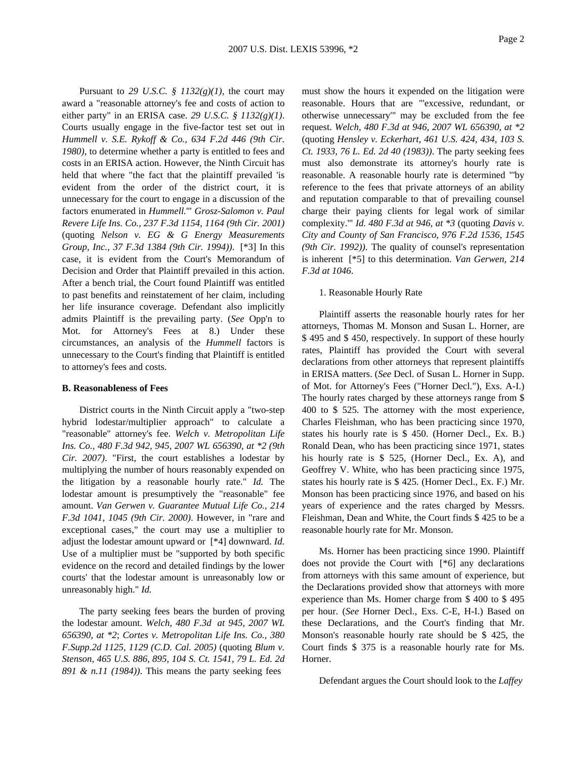Pursuant to *29 U.S.C. § 1132(g)(1)*, the court may award a "reasonable attorney's fee and costs of action to either party" in an ERISA case. *29 U.S.C. § 1132(g)(1)*. Courts usually engage in the five-factor test set out in *Hummell v. S.E. Rykoff & Co., 634 F.2d 446 (9th Cir. 1980)*, to determine whether a party is entitled to fees and costs in an ERISA action. However, the Ninth Circuit has held that where "the fact that the plaintiff prevailed 'is evident from the order of the district court, it is unnecessary for the court to engage in a discussion of the factors enumerated in *Hummell*.'" *Grosz-Salomon v. Paul Revere Life Ins. Co., 237 F.3d 1154, 1164 (9th Cir. 2001)* (quoting *Nelson v. EG & G Energy Measurements Group, Inc., 37 F.3d 1384 (9th Cir. 1994))*. [*3] In this case, it is evident from the Court's Memorandum of Decision and Order that Plaintiff prevailed in this action. After a bench trial, the Court found Plaintiff was entitled to past benefits and reinstatement of her claim, including her life insurance coverage. Defendant also implicitly admits Plaintiff is the prevailing party. (*See* Opp'n to Mot. for Attorney's Fees at 8.) Under these circumstances, an analysis of the *Hummell* factors is unnecessary to the Court's finding that Plaintiff is entitled to attorney's fees and costs.

**B. Reasonableness of Fees**

District courts in the Ninth Circuit apply a "two-step hybrid lodestar/multiplier approach" to calculate a "reasonable" attorney's fee. *Welch v. Metropolitan Life Ins. Co., 480 F.3d 942, 945, 2007 WL 656390, at *2 (9th Cir. 2007)*. "First, the court establishes a lodestar by multiplying the number of hours reasonably expended on the litigation by a reasonable hourly rate." *Id.* The lodestar amount is presumptively the "reasonable" fee amount. *Van Gerwen v. Guarantee Mutual Life Co., 214 F.3d 1041, 1045 (9th Cir. 2000)*. However, in "rare and exceptional cases," the court may use a multiplier to adjust the lodestar amount upward or [*4] downward. *Id.* Use of a multiplier must be "supported by both specific evidence on the record and detailed findings by the lower courts' that the lodestar amount is unreasonably low or unreasonably high." *Id.*

The party seeking fees bears the burden of proving the lodestar amount. *Welch, 480 F.3d at 945, 2007 WL 656390, at *2*; *Cortes v. Metropolitan Life Ins. Co., 380 F.Supp.2d 1125, 1129 (C.D. Cal. 2005)* (quoting *Blum v. Stenson, 465 U.S. 886, 895, 104 S. Ct. 1541, 79 L. Ed. 2d 891 & n.11 (1984))*. This means the party seeking fees must show the hours it expended on the litigation were reasonable. Hours that are "'excessive, redundant, or otherwise unnecessary'" may be excluded from the fee request. *Welch, 480 F.3d at 946, 2007 WL 656390, at *2* (quoting *Hensley v. Eckerhart, 461 U.S. 424, 434, 103 S. Ct. 1933, 76 L. Ed. 2d 40 (1983))*. The party seeking fees must also demonstrate its attorney's hourly rate is reasonable. A reasonable hourly rate is determined "'by reference to the fees that private attorneys of an ability and reputation comparable to that of prevailing counsel charge their paying clients for legal work of similar complexity.'" *Id. 480 F.3d at 946, at *3* (quoting *Davis v. City and County of San Francisco, 976 F.2d 1536, 1545 (9th Cir. 1992))*. The quality of counsel's representation is inherent [*5] to this determination. *Van Gerwen, 214 F.3d at 1046*.

1. Reasonable Hourly Rate

Plaintiff asserts the reasonable hourly rates for her attorneys, Thomas M. Monson and Susan L. Horner, are $ 495 and $ 450, respectively. In support of these hourly rates, Plaintiff has provided the Court with several declarations from other attorneys that represent plaintiffs in ERISA matters. (*See* Decl. of Susan L. Horner in Supp. of Mot. for Attorney's Fees ("Horner Decl."), Exs. A-I.) The hourly rates charged by these attorneys range from $ 400 to $ 525. The attorney with the most experience, Charles Fleishman, who has been practicing since 1970, states his hourly rate is $ 450. (Horner Decl., Ex. B.) Ronald Dean, who has been practicing since 1971, states his hourly rate is $ 525, (Horner Decl., Ex. A), and Geoffrey V. White, who has been practicing since 1975, states his hourly rate is $ 425. (Horner Decl., Ex. F.) Mr. Monson has been practicing since 1976, and based on his years of experience and the rates charged by Messrs. Fleishman, Dean and White, the Court finds $ 425 to be a reasonable hourly rate for Mr. Monson.

Ms. Horner has been practicing since 1990. Plaintiff does not provide the Court with [*6] any declarations from attorneys with this same amount of experience, but the Declarations provided show that attorneys with more experience than Ms. Homer charge from $ 400 to $ 495 per hour. (*See* Horner Decl., Exs. C-E, H-I.) Based on these Declarations, and the Court's finding that Mr. Monson's reasonable hourly rate should be $ 425, the Court finds $ 375 is a reasonable hourly rate for Ms. Horner.

Defendant argues the Court should look to the *Laffey*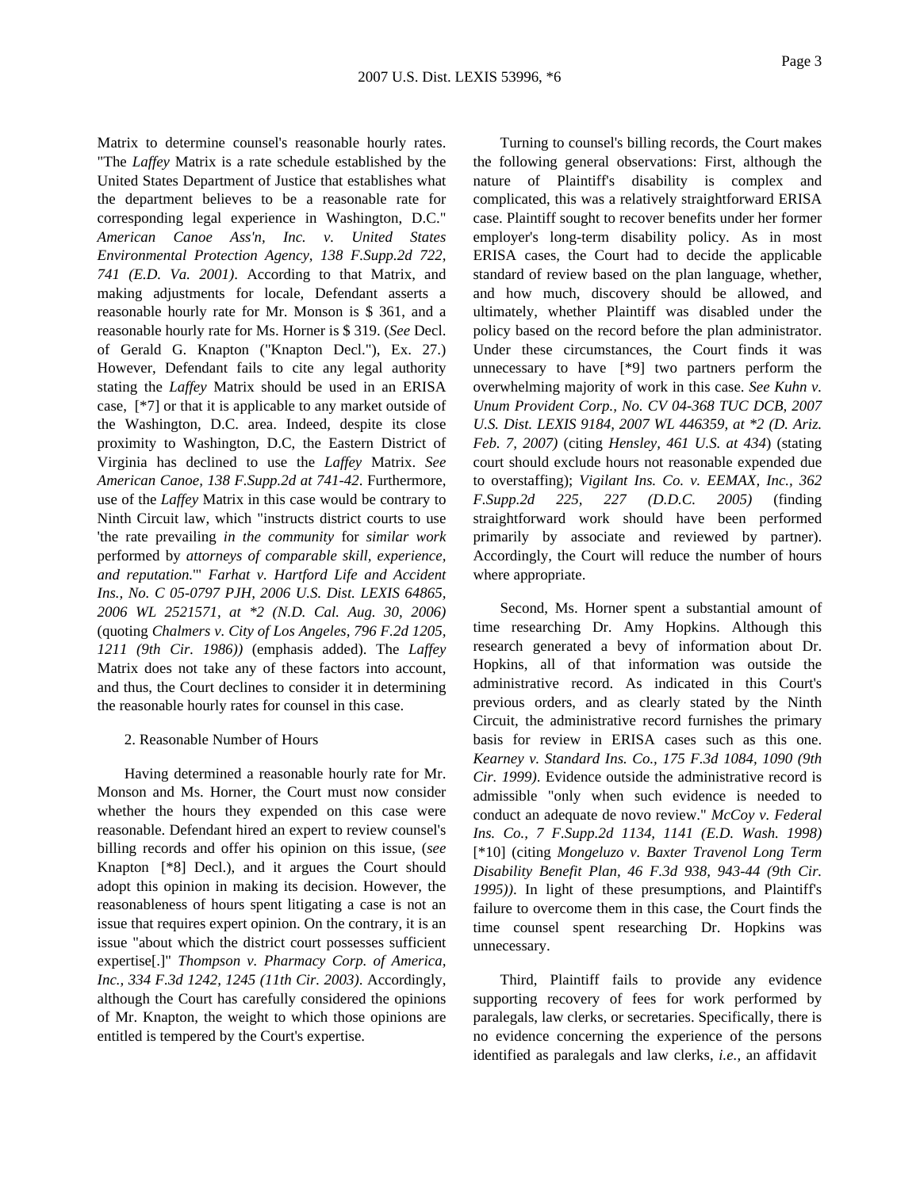Matrix to determine counsel's reasonable hourly rates. "The *Laffey* Matrix is a rate schedule established by the United States Department of Justice that establishes what the department believes to be a reasonable rate for corresponding legal experience in Washington, D.C." *American Canoe Ass'n, Inc. v. United States Environmental Protection Agency, 138 F.Supp.2d 722, 741 (E.D. Va. 2001)*. According to that Matrix, and making adjustments for locale, Defendant asserts a reasonable hourly rate for Mr. Monson is $ 361, and a reasonable hourly rate for Ms. Horner is $ 319. (*See* Decl. of Gerald G. Knapton ("Knapton Decl."), Ex. 27.) However, Defendant fails to cite any legal authority stating the *Laffey* Matrix should be used in an ERISA case, [*7] or that it is applicable to any market outside of the Washington, D.C. area. Indeed, despite its close proximity to Washington, D.C, the Eastern District of Virginia has declined to use the *Laffey* Matrix. *See American Canoe, 138 F.Supp.2d at 741-42*. Furthermore, use of the *Laffey* Matrix in this case would be contrary to Ninth Circuit law, which "instructs district courts to use 'the rate prevailing *in the community* for *similar work* performed by *attorneys of comparable skill, experience, and reputation.*'" *Farhat v. Hartford Life and Accident Ins., No. C 05-0797 PJH, 2006 U.S. Dist. LEXIS 64865, 2006 WL 2521571, at *2 (N.D. Cal. Aug. 30, 2006)* (quoting *Chalmers v. City of Los Angeles, 796 F.2d 1205, 1211 (9th Cir. 1986))* (emphasis added). The *Laffey* Matrix does not take any of these factors into account, and thus, the Court declines to consider it in determining the reasonable hourly rates for counsel in this case.

2. Reasonable Number of Hours

Having determined a reasonable hourly rate for Mr. Monson and Ms. Horner, the Court must now consider whether the hours they expended on this case were reasonable. Defendant hired an expert to review counsel's billing records and offer his opinion on this issue, (*see* Knapton [*8] Decl.), and it argues the Court should adopt this opinion in making its decision. However, the reasonableness of hours spent litigating a case is not an issue that requires expert opinion. On the contrary, it is an issue "about which the district court possesses sufficient expertise[.]" *Thompson v. Pharmacy Corp. of America, Inc., 334 F.3d 1242, 1245 (11th Cir. 2003)*. Accordingly, although the Court has carefully considered the opinions of Mr. Knapton, the weight to which those opinions are entitled is tempered by the Court's expertise.

Turning to counsel's billing records, the Court makes the following general observations: First, although the nature of Plaintiff's disability is complex and complicated, this was a relatively straightforward ERISA case. Plaintiff sought to recover benefits under her former employer's long-term disability policy. As in most ERISA cases, the Court had to decide the applicable standard of review based on the plan language, whether, and how much, discovery should be allowed, and ultimately, whether Plaintiff was disabled under the policy based on the record before the plan administrator. Under these circumstances, the Court finds it was unnecessary to have [*9] two partners perform the overwhelming majority of work in this case. *See Kuhn v. Unum Provident Corp., No. CV 04-368 TUC DCB, 2007 U.S. Dist. LEXIS 9184, 2007 WL 446359, at *2 (D. Ariz. Feb. 7, 2007)* (citing *Hensley, 461 U.S. at 434*) (stating court should exclude hours not reasonable expended due to overstaffing); *Vigilant Ins. Co. v. EEMAX, Inc., 362 F.Supp.2d 225, 227 (D.D.C. 2005)* (finding straightforward work should have been performed primarily by associate and reviewed by partner). Accordingly, the Court will reduce the number of hours where appropriate.

Second, Ms. Horner spent a substantial amount of time researching Dr. Amy Hopkins. Although this research generated a bevy of information about Dr. Hopkins, all of that information was outside the administrative record. As indicated in this Court's previous orders, and as clearly stated by the Ninth Circuit, the administrative record furnishes the primary basis for review in ERISA cases such as this one. *Kearney v. Standard Ins. Co., 175 F.3d 1084, 1090 (9th Cir. 1999)*. Evidence outside the administrative record is admissible "only when such evidence is needed to conduct an adequate de novo review." *McCoy v. Federal Ins. Co., 7 F.Supp.2d 1134, 1141 (E.D. Wash. 1998)* [*10] (citing *Mongeluzo v. Baxter Travenol Long Term Disability Benefit Plan, 46 F.3d 938, 943-44 (9th Cir. 1995))*. In light of these presumptions, and Plaintiff's failure to overcome them in this case, the Court finds the time counsel spent researching Dr. Hopkins was unnecessary.

Third, Plaintiff fails to provide any evidence supporting recovery of fees for work performed by paralegals, law clerks, or secretaries. Specifically, there is no evidence concerning the experience of the persons identified as paralegals and law clerks, *i.e.,* an affidavit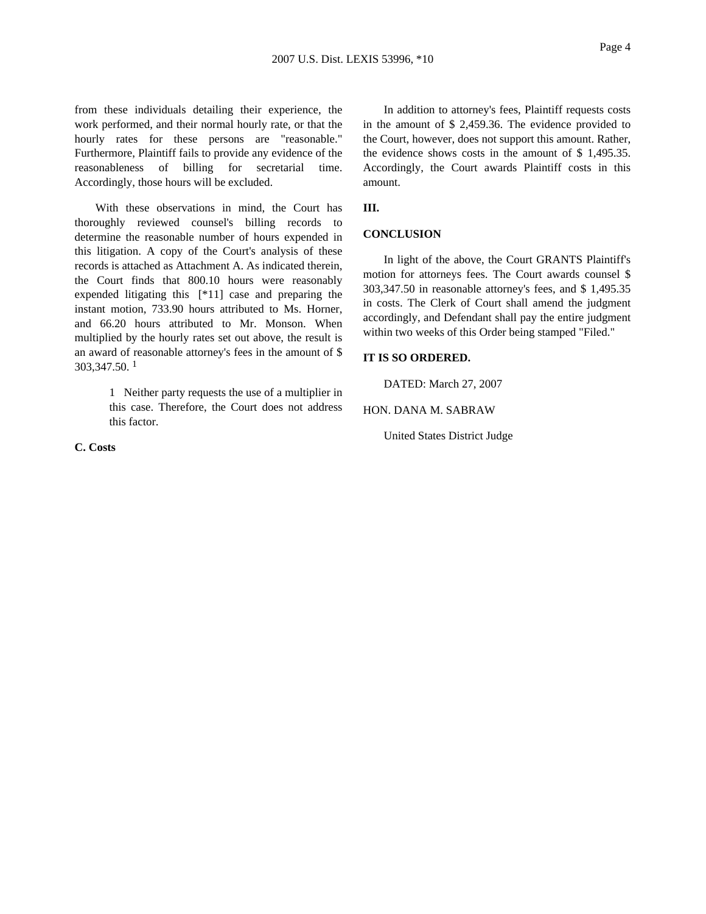from these individuals detailing their experience, the work performed, and their normal hourly rate, or that the hourly rates for these persons are "reasonable." Furthermore, Plaintiff fails to provide any evidence of the reasonableness of billing for secretarial time. Accordingly, those hours will be excluded.

With these observations in mind, the Court has thoroughly reviewed counsel's billing records to determine the reasonable number of hours expended in this litigation. A copy of the Court's analysis of these records is attached as Attachment A. As indicated therein, the Court finds that 800.10 hours were reasonably expended litigating this [*11] case and preparing the instant motion, 733.90 hours attributed to Ms. Horner, and 66.20 hours attributed to Mr. Monson. When multiplied by the hourly rates set out above, the result is an award of reasonable attorney's fees in the amount of $ 303,347.50. [1]

> 1 Neither party requests the use of a multiplier in this case. Therefore, the Court does not address this factor.

**C. Costs**

In addition to attorney's fees, Plaintiff requests costs in the amount of $ 2,459.36. The evidence provided to the Court, however, does not support this amount. Rather, the evidence shows costs in the amount of $ 1,495.35. Accordingly, the Court awards Plaintiff costs in this amount.

**III.**

**CONCLUSION**

In light of the above, the Court GRANTS Plaintiff's motion for attorneys fees. The Court awards counsel $ 303,347.50 in reasonable attorney's fees, and $ 1,495.35 in costs. The Clerk of Court shall amend the judgment accordingly, and Defendant shall pay the entire judgment within two weeks of this Order being stamped "Filed."

**IT IS SO ORDERED.**

DATED: March 27, 2007

HON. DANA M. SABRAW

United States District Judge